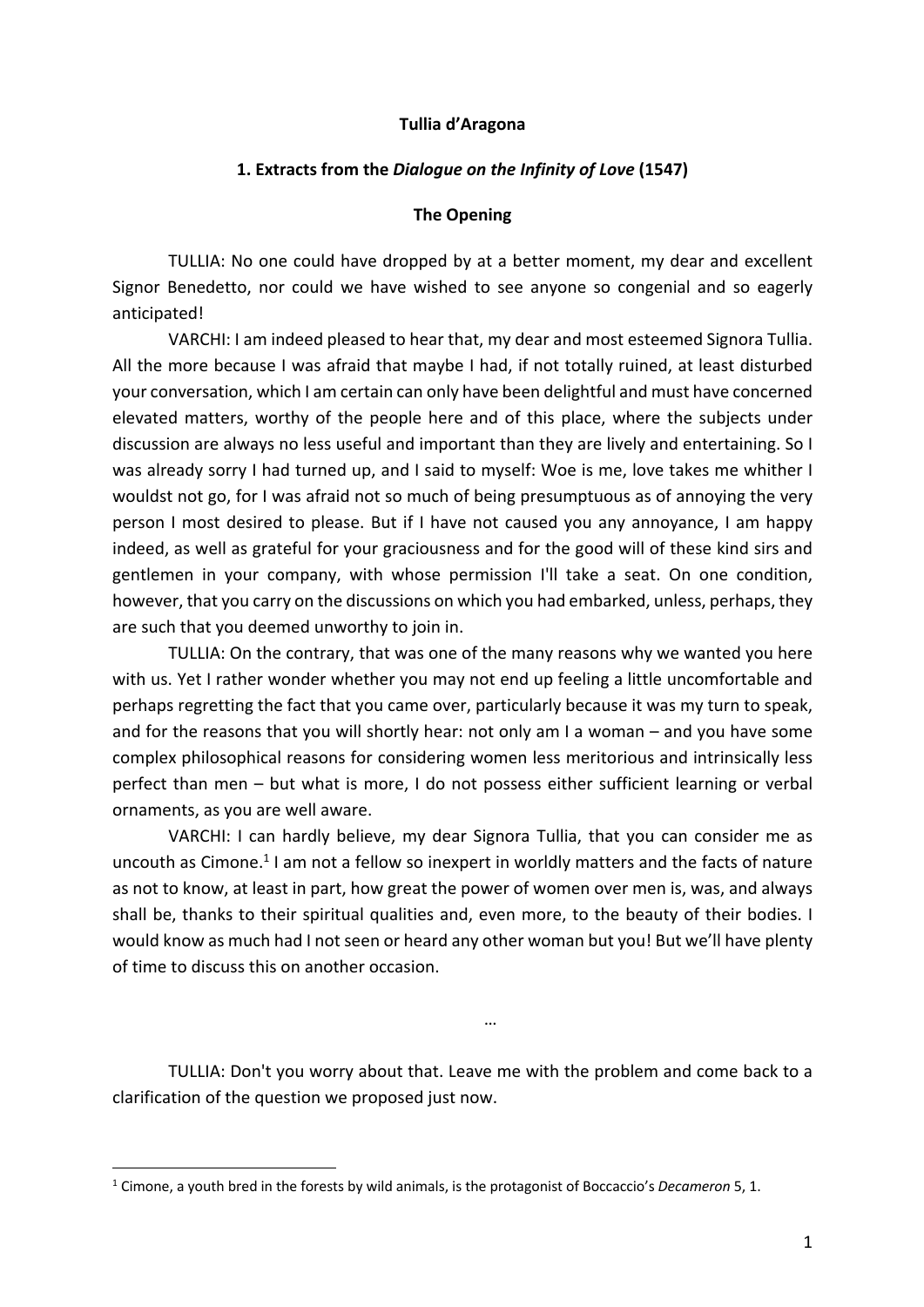**Tullia d'Aragona**

**1. Extracts from the *Dialogue on the Infinity of Love* (1547)**

**The Opening**

TULLIA: No one could have dropped by at a better moment, my dear and excellent Signor Benedetto, nor could we have wished to see anyone so congenial and so eagerly anticipated!

VARCHI: I am indeed pleased to hear that, my dear and most esteemed Signora Tullia. All the more because I was afraid that maybe I had, if not totally ruined, at least disturbed your conversation, which I am certain can only have been delightful and must have concerned elevated matters, worthy of the people here and of this place, where the subjects under discussion are always no less useful and important than they are lively and entertaining. So I was already sorry I had turned up, and I said to myself: Woe is me, love takes me whither I wouldst not go, for I was afraid not so much of being presumptuous as of annoying the very person I most desired to please. But if I have not caused you any annoyance, I am happy indeed, as well as grateful for your graciousness and for the good will of these kind sirs and gentlemen in your company, with whose permission I'll take a seat. On one condition, however, that you carry on the discussions on which you had embarked, unless, perhaps, they are such that you deemed unworthy to join in.

TULLIA: On the contrary, that was one of the many reasons why we wanted you here with us. Yet I rather wonder whether you may not end up feeling a little uncomfortable and perhaps regretting the fact that you came over, particularly because it was my turn to speak, and for the reasons that you will shortly hear: not only am I a woman – and you have some complex philosophical reasons for considering women less meritorious and intrinsically less perfect than men – but what is more, I do not possess either sufficient learning or verbal ornaments, as you are well aware.

VARCHI: I can hardly believe, my dear Signora Tullia, that you can consider me as uncouth as Cimone.[1] I am not a fellow so inexpert in worldly matters and the facts of nature as not to know, at least in part, how great the power of women over men is, was, and always shall be, thanks to their spiritual qualities and, even more, to the beauty of their bodies. I would know as much had I not seen or heard any other woman but you! But we'll have plenty of time to discuss this on another occasion.

…

TULLIA: Don't you worry about that. Leave me with the problem and come back to a clarification of the question we proposed just now.

[1] Cimone, a youth bred in the forests by wild animals, is the protagonist of Boccaccio's *Decameron* 5, 1.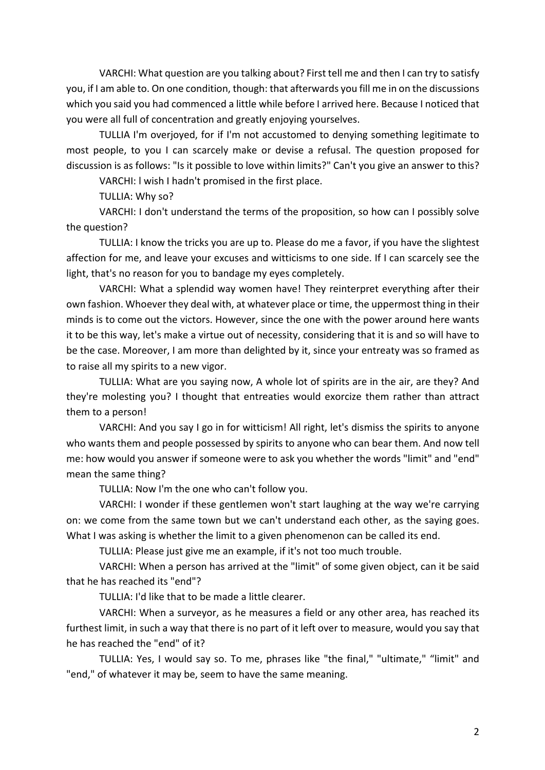VARCHI: What question are you talking about? First tell me and then I can try to satisfy you, if I am able to. On one condition, though: that afterwards you fill me in on the discussions which you said you had commenced a little while before I arrived here. Because I noticed that you were all full of concentration and greatly enjoying yourselves.

TULLIA I'm overjoyed, for if I'm not accustomed to denying something legitimate to most people, to you I can scarcely make or devise a refusal. The question proposed for discussion is as follows: "Is it possible to love within limits?" Can't you give an answer to this?

VARCHI: l wish I hadn't promised in the first place.

TULLIA: Why so?

VARCHI: I don't understand the terms of the proposition, so how can I possibly solve the question?

TULLIA: I know the tricks you are up to. Please do me a favor, if you have the slightest affection for me, and leave your excuses and witticisms to one side. If I can scarcely see the light, that's no reason for you to bandage my eyes completely.

VARCHI: What a splendid way women have! They reinterpret everything after their own fashion. Whoever they deal with, at whatever place or time, the uppermost thing in their minds is to come out the victors. However, since the one with the power around here wants it to be this way, let's make a virtue out of necessity, considering that it is and so will have to be the case. Moreover, I am more than delighted by it, since your entreaty was so framed as to raise all my spirits to a new vigor.

TULLIA: What are you saying now, A whole lot of spirits are in the air, are they? And they're molesting you? I thought that entreaties would exorcize them rather than attract them to a person!

VARCHI: And you say I go in for witticism! All right, let's dismiss the spirits to anyone who wants them and people possessed by spirits to anyone who can bear them. And now tell me: how would you answer if someone were to ask you whether the words "limit" and "end" mean the same thing?

TULLIA: Now I'm the one who can't follow you.

VARCHI: I wonder if these gentlemen won't start laughing at the way we're carrying on: we come from the same town but we can't understand each other, as the saying goes. What I was asking is whether the limit to a given phenomenon can be called its end.

TULLIA: Please just give me an example, if it's not too much trouble.

VARCHI: When a person has arrived at the "limit" of some given object, can it be said that he has reached its "end"?

TULLIA: I'd like that to be made a little clearer.

VARCHI: When a surveyor, as he measures a field or any other area, has reached its furthest limit, in such a way that there is no part of it left over to measure, would you say that he has reached the "end" of it?

TULLIA: Yes, I would say so. To me, phrases like "the final," "ultimate," "limit" and "end," of whatever it may be, seem to have the same meaning.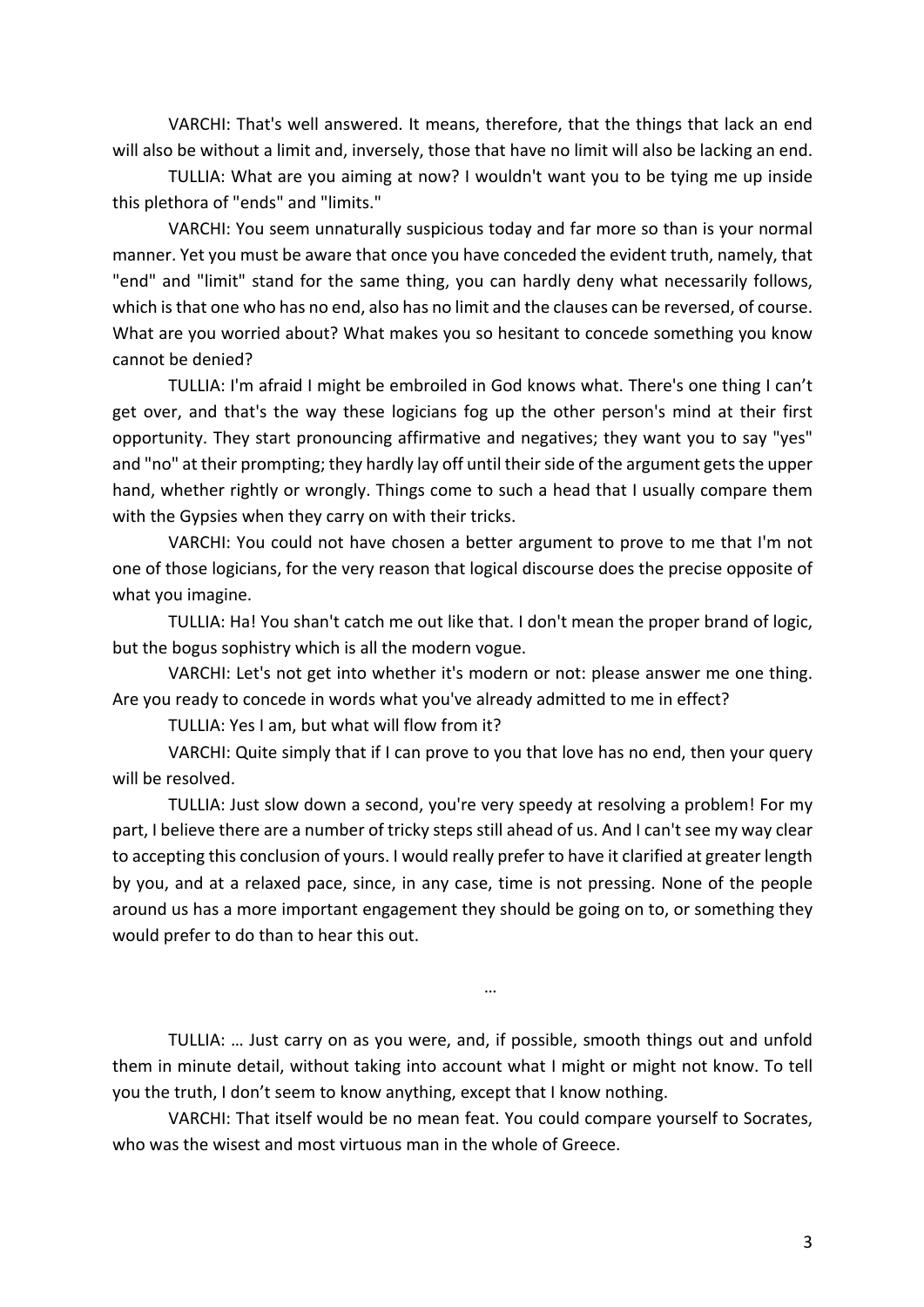VARCHI: That's well answered. It means, therefore, that the things that lack an end will also be without a limit and, inversely, those that have no limit will also be lacking an end.

TULLIA: What are you aiming at now? I wouldn't want you to be tying me up inside this plethora of "ends" and "limits."

VARCHI: You seem unnaturally suspicious today and far more so than is your normal manner. Yet you must be aware that once you have conceded the evident truth, namely, that "end" and "limit" stand for the same thing, you can hardly deny what necessarily follows, which is that one who has no end, also has no limit and the clauses can be reversed, of course. What are you worried about? What makes you so hesitant to concede something you know cannot be denied?

TULLIA: I'm afraid I might be embroiled in God knows what. There's one thing I can't get over, and that's the way these logicians fog up the other person's mind at their first opportunity. They start pronouncing affirmative and negatives; they want you to say "yes" and "no" at their prompting; they hardly lay off until their side of the argument gets the upper hand, whether rightly or wrongly. Things come to such a head that I usually compare them with the Gypsies when they carry on with their tricks.

VARCHI: You could not have chosen a better argument to prove to me that I'm not one of those logicians, for the very reason that logical discourse does the precise opposite of what you imagine.

TULLIA: Ha! You shan't catch me out like that. I don't mean the proper brand of logic, but the bogus sophistry which is all the modern vogue.

VARCHI: Let's not get into whether it's modern or not: please answer me one thing. Are you ready to concede in words what you've already admitted to me in effect?

TULLIA: Yes I am, but what will flow from it?

VARCHI: Quite simply that if I can prove to you that love has no end, then your query will be resolved.

TULLIA: Just slow down a second, you're very speedy at resolving a problem! For my part, I believe there are a number of tricky steps still ahead of us. And I can't see my way clear to accepting this conclusion of yours. I would really prefer to have it clarified at greater length by you, and at a relaxed pace, since, in any case, time is not pressing. None of the people around us has a more important engagement they should be going on to, or something they would prefer to do than to hear this out.

…

TULLIA: … Just carry on as you were, and, if possible, smooth things out and unfold them in minute detail, without taking into account what I might or might not know. To tell you the truth, I don't seem to know anything, except that I know nothing.

VARCHI: That itself would be no mean feat. You could compare yourself to Socrates, who was the wisest and most virtuous man in the whole of Greece.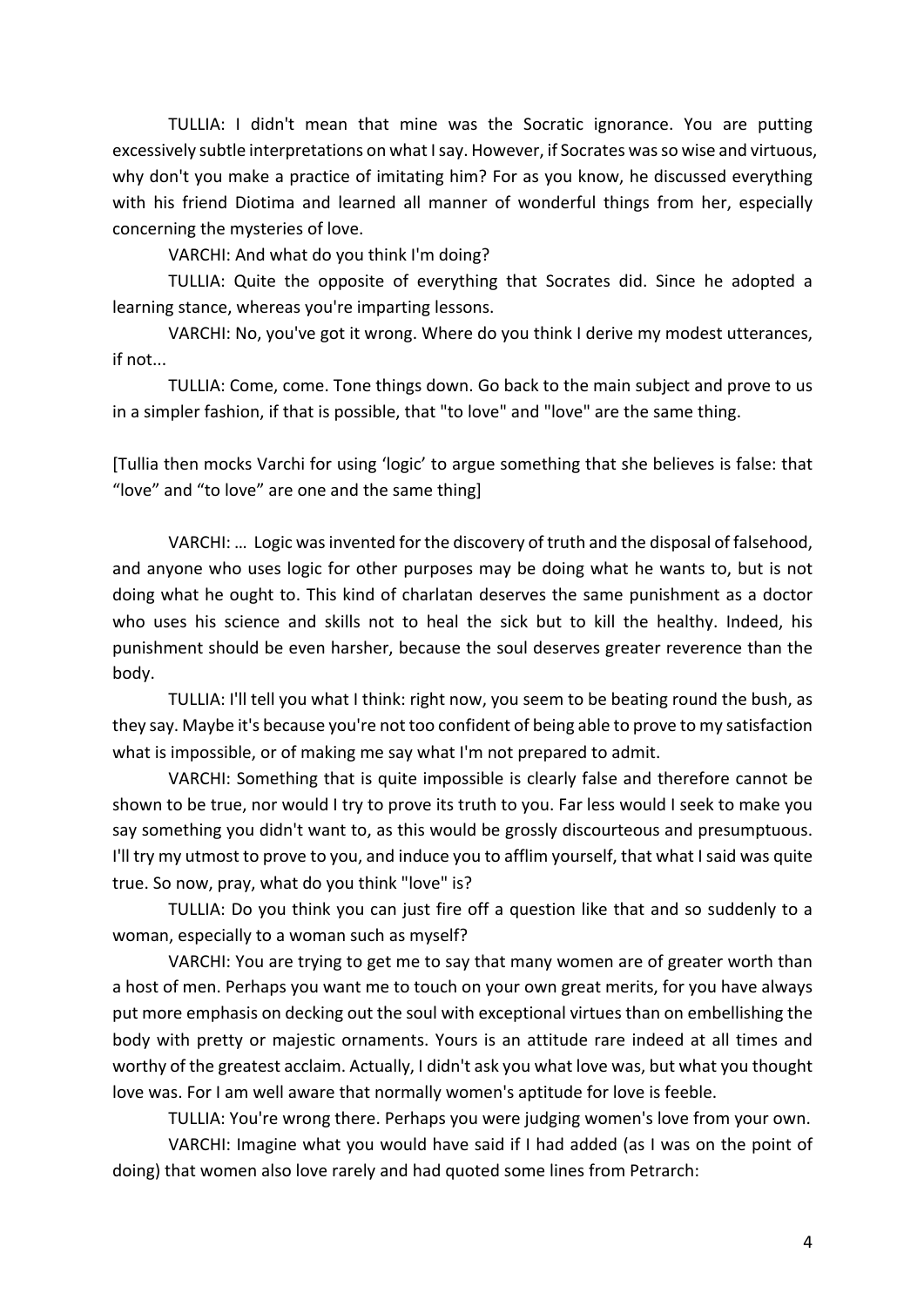TULLIA: I didn't mean that mine was the Socratic ignorance. You are putting excessively subtle interpretations on what I say. However, if Socrates was so wise and virtuous, why don't you make a practice of imitating him? For as you know, he discussed everything with his friend Diotima and learned all manner of wonderful things from her, especially concerning the mysteries of love.

VARCHI: And what do you think I'm doing?

TULLIA: Quite the opposite of everything that Socrates did. Since he adopted a learning stance, whereas you're imparting lessons.

VARCHI: No, you've got it wrong. Where do you think I derive my modest utterances, if not...

TULLIA: Come, come. Tone things down. Go back to the main subject and prove to us in a simpler fashion, if that is possible, that "to love" and "love" are the same thing.

[Tullia then mocks Varchi for using 'logic' to argue something that she believes is false: that "love" and "to love" are one and the same thing]

VARCHI: … Logic was invented for the discovery of truth and the disposal of falsehood, and anyone who uses logic for other purposes may be doing what he wants to, but is not doing what he ought to. This kind of charlatan deserves the same punishment as a doctor who uses his science and skills not to heal the sick but to kill the healthy. Indeed, his punishment should be even harsher, because the soul deserves greater reverence than the body.

TULLIA: I'll tell you what I think: right now, you seem to be beating round the bush, as they say. Maybe it's because you're not too confident of being able to prove to my satisfaction what is impossible, or of making me say what I'm not prepared to admit.

VARCHI: Something that is quite impossible is clearly false and therefore cannot be shown to be true, nor would I try to prove its truth to you. Far less would I seek to make you say something you didn't want to, as this would be grossly discourteous and presumptuous. I'll try my utmost to prove to you, and induce you to afflim yourself, that what I said was quite true. So now, pray, what do you think "love" is?

TULLIA: Do you think you can just fire off a question like that and so suddenly to a woman, especially to a woman such as myself?

VARCHI: You are trying to get me to say that many women are of greater worth than a host of men. Perhaps you want me to touch on your own great merits, for you have always put more emphasis on decking out the soul with exceptional virtues than on embellishing the body with pretty or majestic ornaments. Yours is an attitude rare indeed at all times and worthy of the greatest acclaim. Actually, I didn't ask you what love was, but what you thought love was. For I am well aware that normally women's aptitude for love is feeble.

TULLIA: You're wrong there. Perhaps you were judging women's love from your own.

VARCHI: Imagine what you would have said if I had added (as I was on the point of doing) that women also love rarely and had quoted some lines from Petrarch: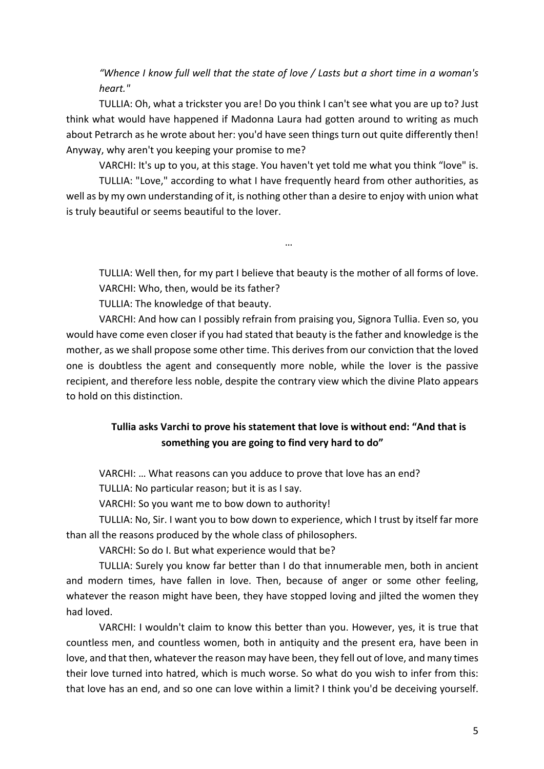*"Whence I know full well that the state of love / Lasts but a short time in a woman's heart."*

TULLIA: Oh, what a trickster you are! Do you think I can't see what you are up to? Just think what would have happened if Madonna Laura had gotten around to writing as much about Petrarch as he wrote about her: you'd have seen things turn out quite differently then! Anyway, why aren't you keeping your promise to me?

VARCHI: It's up to you, at this stage. You haven't yet told me what you think "love" is.

TULLIA: "Love," according to what I have frequently heard from other authorities, as well as by my own understanding of it, is nothing other than a desire to enjoy with union what is truly beautiful or seems beautiful to the lover.

…

TULLIA: Well then, for my part I believe that beauty is the mother of all forms of love.

VARCHI: Who, then, would be its father?

TULLIA: The knowledge of that beauty.

VARCHI: And how can I possibly refrain from praising you, Signora Tullia. Even so, you would have come even closer if you had stated that beauty is the father and knowledge is the mother, as we shall propose some other time. This derives from our conviction that the loved one is doubtless the agent and consequently more noble, while the lover is the passive recipient, and therefore less noble, despite the contrary view which the divine Plato appears to hold on this distinction.

**Tullia asks Varchi to prove his statement that love is without end: "And that is something you are going to find very hard to do"**

VARCHI: … What reasons can you adduce to prove that love has an end?

TULLIA: No particular reason; but it is as I say.

VARCHI: So you want me to bow down to authority!

TULLIA: No, Sir. I want you to bow down to experience, which I trust by itself far more than all the reasons produced by the whole class of philosophers.

VARCHI: So do I. But what experience would that be?

TULLIA: Surely you know far better than I do that innumerable men, both in ancient and modern times, have fallen in love. Then, because of anger or some other feeling, whatever the reason might have been, they have stopped loving and jilted the women they had loved.

VARCHI: I wouldn't claim to know this better than you. However, yes, it is true that countless men, and countless women, both in antiquity and the present era, have been in love, and that then, whatever the reason may have been, they fell out of love, and many times their love turned into hatred, which is much worse. So what do you wish to infer from this: that love has an end, and so one can love within a limit? I think you'd be deceiving yourself.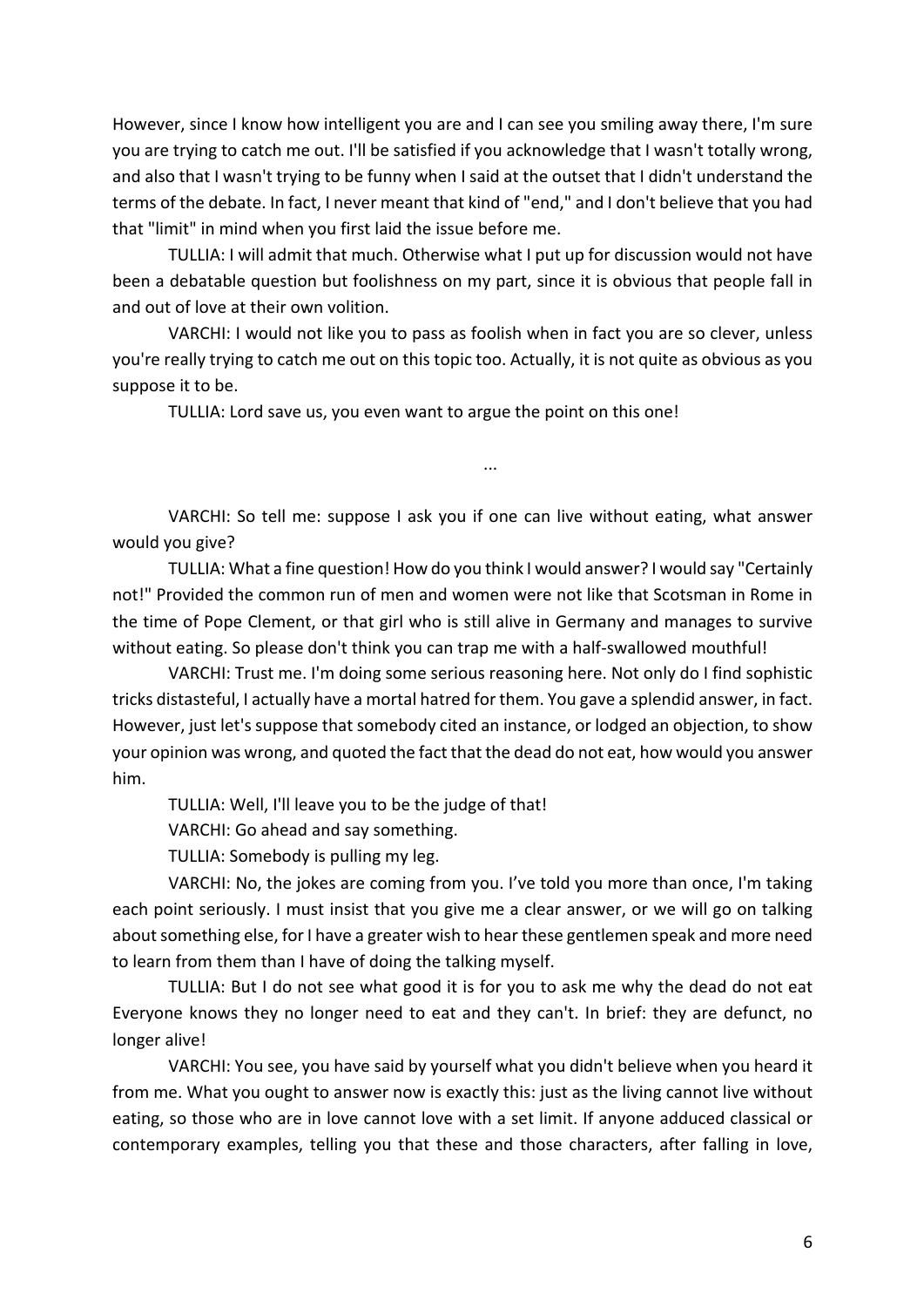However, since I know how intelligent you are and I can see you smiling away there, I'm sure you are trying to catch me out. I'll be satisfied if you acknowledge that I wasn't totally wrong, and also that I wasn't trying to be funny when I said at the outset that I didn't understand the terms of the debate. In fact, I never meant that kind of "end," and I don't believe that you had that "limit" in mind when you first laid the issue before me.

TULLIA: I will admit that much. Otherwise what I put up for discussion would not have been a debatable question but foolishness on my part, since it is obvious that people fall in and out of love at their own volition.

VARCHI: I would not like you to pass as foolish when in fact you are so clever, unless you're really trying to catch me out on this topic too. Actually, it is not quite as obvious as you suppose it to be.

TULLIA: Lord save us, you even want to argue the point on this one!

...

VARCHI: So tell me: suppose I ask you if one can live without eating, what answer would you give?

TULLIA: What a fine question! How do you think I would answer? I would say "Certainly not!" Provided the common run of men and women were not like that Scotsman in Rome in the time of Pope Clement, or that girl who is still alive in Germany and manages to survive without eating. So please don't think you can trap me with a half-swallowed mouthful!

VARCHI: Trust me. I'm doing some serious reasoning here. Not only do I find sophistic tricks distasteful, I actually have a mortal hatred for them. You gave a splendid answer, in fact. However, just let's suppose that somebody cited an instance, or lodged an objection, to show your opinion was wrong, and quoted the fact that the dead do not eat, how would you answer him.

TULLIA: Well, I'll leave you to be the judge of that!

VARCHI: Go ahead and say something.

TULLIA: Somebody is pulling my leg.

VARCHI: No, the jokes are coming from you. I've told you more than once, I'm taking each point seriously. I must insist that you give me a clear answer, or we will go on talking about something else, for I have a greater wish to hear these gentlemen speak and more need to learn from them than I have of doing the talking myself.

TULLIA: But I do not see what good it is for you to ask me why the dead do not eat Everyone knows they no longer need to eat and they can't. In brief: they are defunct, no longer alive!

VARCHI: You see, you have said by yourself what you didn't believe when you heard it from me. What you ought to answer now is exactly this: just as the living cannot live without eating, so those who are in love cannot love with a set limit. If anyone adduced classical or contemporary examples, telling you that these and those characters, after falling in love,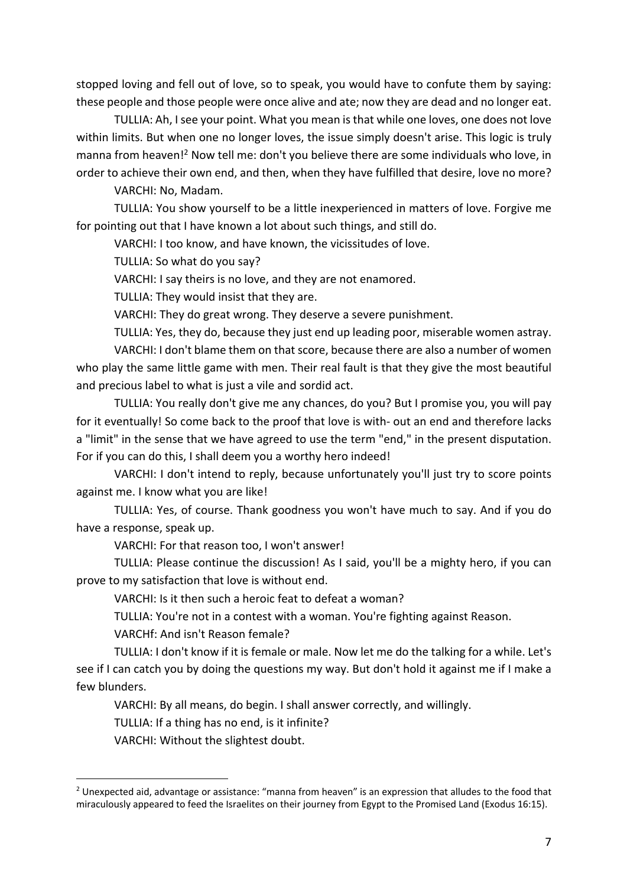stopped loving and fell out of love, so to speak, you would have to confute them by saying: these people and those people were once alive and ate; now they are dead and no longer eat.

TULLIA: Ah, I see your point. What you mean is that while one loves, one does not love within limits. But when one no longer loves, the issue simply doesn't arise. This logic is truly manna from heaven![2] Now tell me: don't you believe there are some individuals who love, in order to achieve their own end, and then, when they have fulfilled that desire, love no more?

VARCHI: No, Madam.

TULLIA: You show yourself to be a little inexperienced in matters of love. Forgive me for pointing out that I have known a lot about such things, and still do.

VARCHI: I too know, and have known, the vicissitudes of love.

TULLIA: So what do you say?

VARCHI: I say theirs is no love, and they are not enamored.

TULLIA: They would insist that they are.

VARCHI: They do great wrong. They deserve a severe punishment.

TULLIA: Yes, they do, because they just end up leading poor, miserable women astray.

VARCHI: I don't blame them on that score, because there are also a number of women who play the same little game with men. Their real fault is that they give the most beautiful and precious label to what is just a vile and sordid act.

TULLIA: You really don't give me any chances, do you? But I promise you, you will pay for it eventually! So come back to the proof that love is with- out an end and therefore lacks a "limit" in the sense that we have agreed to use the term "end," in the present disputation. For if you can do this, I shall deem you a worthy hero indeed!

VARCHI: I don't intend to reply, because unfortunately you'll just try to score points against me. I know what you are like!

TULLIA: Yes, of course. Thank goodness you won't have much to say. And if you do have a response, speak up.

VARCHI: For that reason too, I won't answer!

TULLIA: Please continue the discussion! As I said, you'll be a mighty hero, if you can prove to my satisfaction that love is without end.

VARCHI: Is it then such a heroic feat to defeat a woman?

TULLIA: You're not in a contest with a woman. You're fighting against Reason.

VARCHf: And isn't Reason female?

TULLIA: I don't know if it is female or male. Now let me do the talking for a while. Let's see if I can catch you by doing the questions my way. But don't hold it against me if I make a few blunders.

VARCHI: By all means, do begin. I shall answer correctly, and willingly.

TULLIA: If a thing has no end, is it infinite?

VARCHI: Without the slightest doubt.

[2] Unexpected aid, advantage or assistance: "manna from heaven" is an expression that alludes to the food that miraculously appeared to feed the Israelites on their journey from Egypt to the Promised Land (Exodus 16:15).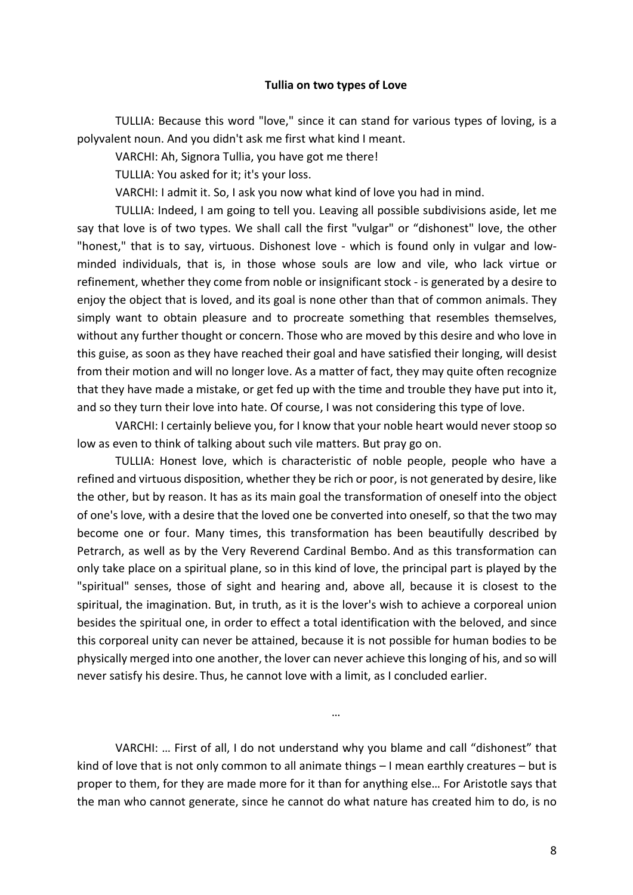**Tullia on two types of Love**

TULLIA: Because this word "love," since it can stand for various types of loving, is a polyvalent noun. And you didn't ask me first what kind I meant.

VARCHI: Ah, Signora Tullia, you have got me there!

TULLIA: You asked for it; it's your loss.

VARCHI: I admit it. So, I ask you now what kind of love you had in mind.

TULLIA: Indeed, I am going to tell you. Leaving all possible subdivisions aside, let me say that love is of two types. We shall call the first "vulgar" or "dishonest" love, the other "honest," that is to say, virtuous. Dishonest love - which is found only in vulgar and low-minded individuals, that is, in those whose souls are low and vile, who lack virtue or refinement, whether they come from noble or insignificant stock - is generated by a desire to enjoy the object that is loved, and its goal is none other than that of common animals. They simply want to obtain pleasure and to procreate something that resembles themselves, without any further thought or concern. Those who are moved by this desire and who love in this guise, as soon as they have reached their goal and have satisfied their longing, will desist from their motion and will no longer love. As a matter of fact, they may quite often recognize that they have made a mistake, or get fed up with the time and trouble they have put into it, and so they turn their love into hate. Of course, I was not considering this type of love.

VARCHI: I certainly believe you, for I know that your noble heart would never stoop so low as even to think of talking about such vile matters. But pray go on.

TULLIA: Honest love, which is characteristic of noble people, people who have a refined and virtuous disposition, whether they be rich or poor, is not generated by desire, like the other, but by reason. It has as its main goal the transformation of oneself into the object of one's love, with a desire that the loved one be converted into oneself, so that the two may become one or four. Many times, this transformation has been beautifully described by Petrarch, as well as by the Very Reverend Cardinal Bembo. And as this transformation can only take place on a spiritual plane, so in this kind of love, the principal part is played by the "spiritual" senses, those of sight and hearing and, above all, because it is closest to the spiritual, the imagination. But, in truth, as it is the lover's wish to achieve a corporeal union besides the spiritual one, in order to effect a total identification with the beloved, and since this corporeal unity can never be attained, because it is not possible for human bodies to be physically merged into one another, the lover can never achieve this longing of his, and so will never satisfy his desire. Thus, he cannot love with a limit, as I concluded earlier.

…

VARCHI: … First of all, I do not understand why you blame and call "dishonest" that kind of love that is not only common to all animate things – I mean earthly creatures – but is proper to them, for they are made more for it than for anything else… For Aristotle says that the man who cannot generate, since he cannot do what nature has created him to do, is no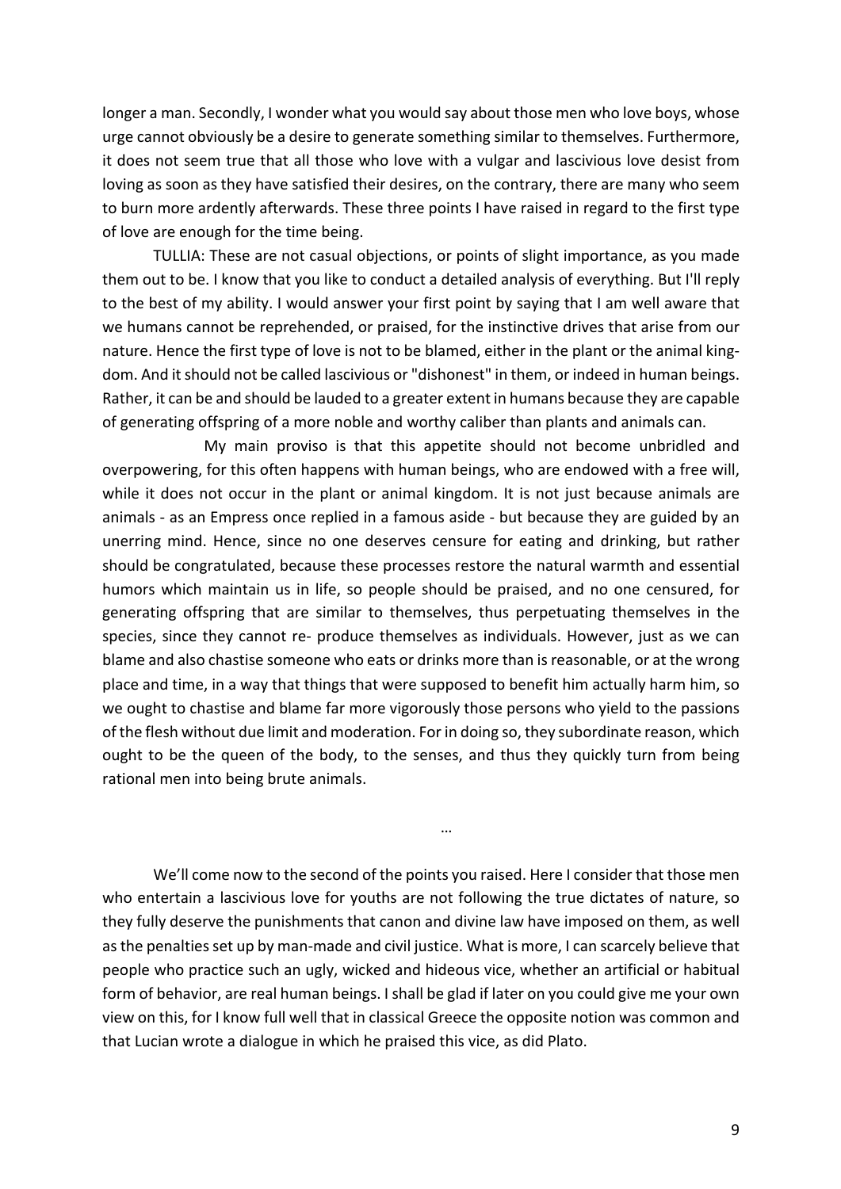longer a man. Secondly, I wonder what you would say about those men who love boys, whose urge cannot obviously be a desire to generate something similar to themselves. Furthermore, it does not seem true that all those who love with a vulgar and lascivious love desist from loving as soon as they have satisfied their desires, on the contrary, there are many who seem to burn more ardently afterwards. These three points I have raised in regard to the first type of love are enough for the time being.

TULLIA: These are not casual objections, or points of slight importance, as you made them out to be. I know that you like to conduct a detailed analysis of everything. But I'll reply to the best of my ability. I would answer your first point by saying that I am well aware that we humans cannot be reprehended, or praised, for the instinctive drives that arise from our nature. Hence the first type of love is not to be blamed, either in the plant or the animal kingdom. And it should not be called lascivious or "dishonest" in them, or indeed in human beings. Rather, it can be and should be lauded to a greater extent in humans because they are capable of generating offspring of a more noble and worthy caliber than plants and animals can.

My main proviso is that this appetite should not become unbridled and overpowering, for this often happens with human beings, who are endowed with a free will, while it does not occur in the plant or animal kingdom. It is not just because animals are animals - as an Empress once replied in a famous aside - but because they are guided by an unerring mind. Hence, since no one deserves censure for eating and drinking, but rather should be congratulated, because these processes restore the natural warmth and essential humors which maintain us in life, so people should be praised, and no one censured, for generating offspring that are similar to themselves, thus perpetuating themselves in the species, since they cannot re- produce themselves as individuals. However, just as we can blame and also chastise someone who eats or drinks more than is reasonable, or at the wrong place and time, in a way that things that were supposed to benefit him actually harm him, so we ought to chastise and blame far more vigorously those persons who yield to the passions of the flesh without due limit and moderation. For in doing so, they subordinate reason, which ought to be the queen of the body, to the senses, and thus they quickly turn from being rational men into being brute animals.

…

We'll come now to the second of the points you raised. Here I consider that those men who entertain a lascivious love for youths are not following the true dictates of nature, so they fully deserve the punishments that canon and divine law have imposed on them, as well as the penalties set up by man-made and civil justice. What is more, I can scarcely believe that people who practice such an ugly, wicked and hideous vice, whether an artificial or habitual form of behavior, are real human beings. I shall be glad if later on you could give me your own view on this, for I know full well that in classical Greece the opposite notion was common and that Lucian wrote a dialogue in which he praised this vice, as did Plato.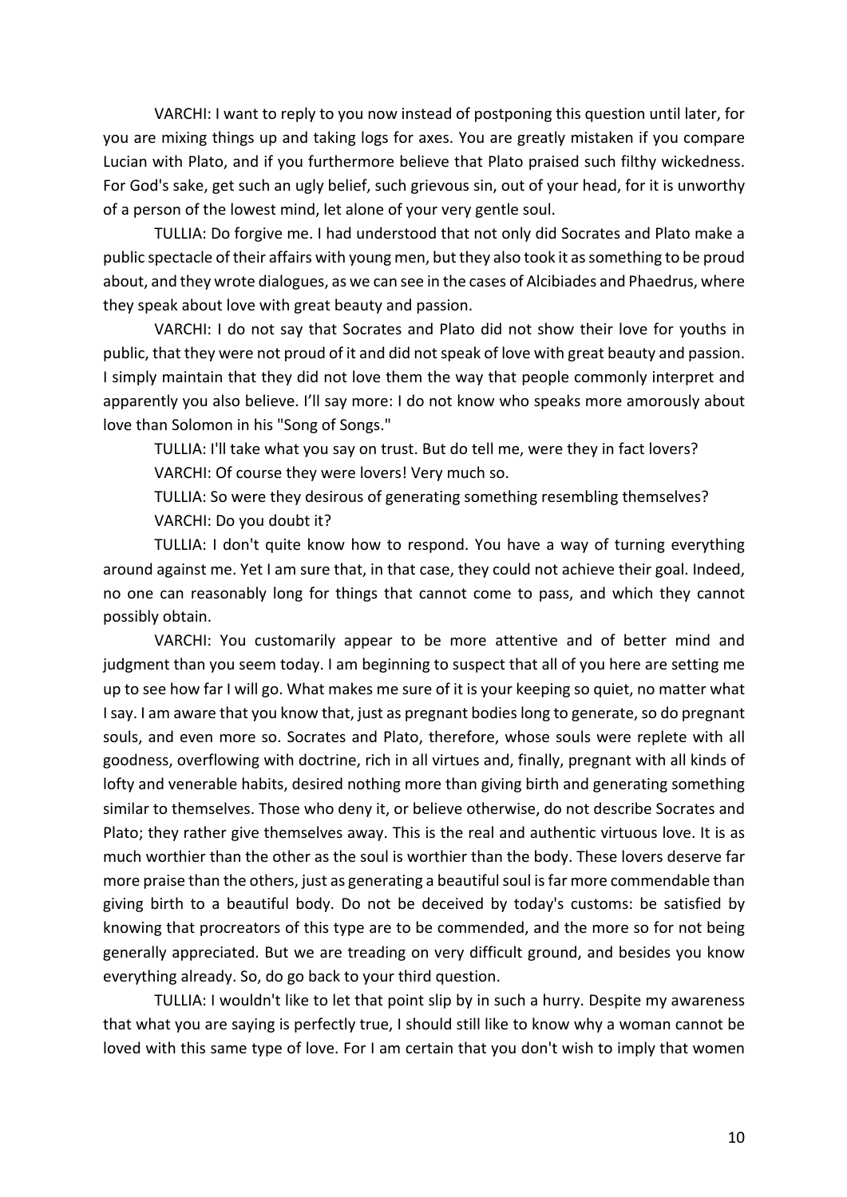VARCHI: I want to reply to you now instead of postponing this question until later, for you are mixing things up and taking logs for axes. You are greatly mistaken if you compare Lucian with Plato, and if you furthermore believe that Plato praised such filthy wickedness. For God's sake, get such an ugly belief, such grievous sin, out of your head, for it is unworthy of a person of the lowest mind, let alone of your very gentle soul.

TULLIA: Do forgive me. I had understood that not only did Socrates and Plato make a public spectacle of their affairs with young men, but they also took it as something to be proud about, and they wrote dialogues, as we can see in the cases of Alcibiades and Phaedrus, where they speak about love with great beauty and passion.

VARCHI: I do not say that Socrates and Plato did not show their love for youths in public, that they were not proud of it and did not speak of love with great beauty and passion. I simply maintain that they did not love them the way that people commonly interpret and apparently you also believe. I'll say more: I do not know who speaks more amorously about love than Solomon in his "Song of Songs."

TULLIA: I'll take what you say on trust. But do tell me, were they in fact lovers?

VARCHI: Of course they were lovers! Very much so.

TULLIA: So were they desirous of generating something resembling themselves?

VARCHI: Do you doubt it?

TULLIA: I don't quite know how to respond. You have a way of turning everything around against me. Yet I am sure that, in that case, they could not achieve their goal. Indeed, no one can reasonably long for things that cannot come to pass, and which they cannot possibly obtain.

VARCHI: You customarily appear to be more attentive and of better mind and judgment than you seem today. I am beginning to suspect that all of you here are setting me up to see how far I will go. What makes me sure of it is your keeping so quiet, no matter what I say. I am aware that you know that, just as pregnant bodies long to generate, so do pregnant souls, and even more so. Socrates and Plato, therefore, whose souls were replete with all goodness, overflowing with doctrine, rich in all virtues and, finally, pregnant with all kinds of lofty and venerable habits, desired nothing more than giving birth and generating something similar to themselves. Those who deny it, or believe otherwise, do not describe Socrates and Plato; they rather give themselves away. This is the real and authentic virtuous love. It is as much worthier than the other as the soul is worthier than the body. These lovers deserve far more praise than the others, just as generating a beautiful soul is far more commendable than giving birth to a beautiful body. Do not be deceived by today's customs: be satisfied by knowing that procreators of this type are to be commended, and the more so for not being generally appreciated. But we are treading on very difficult ground, and besides you know everything already. So, do go back to your third question.

TULLIA: I wouldn't like to let that point slip by in such a hurry. Despite my awareness that what you are saying is perfectly true, I should still like to know why a woman cannot be loved with this same type of love. For I am certain that you don't wish to imply that women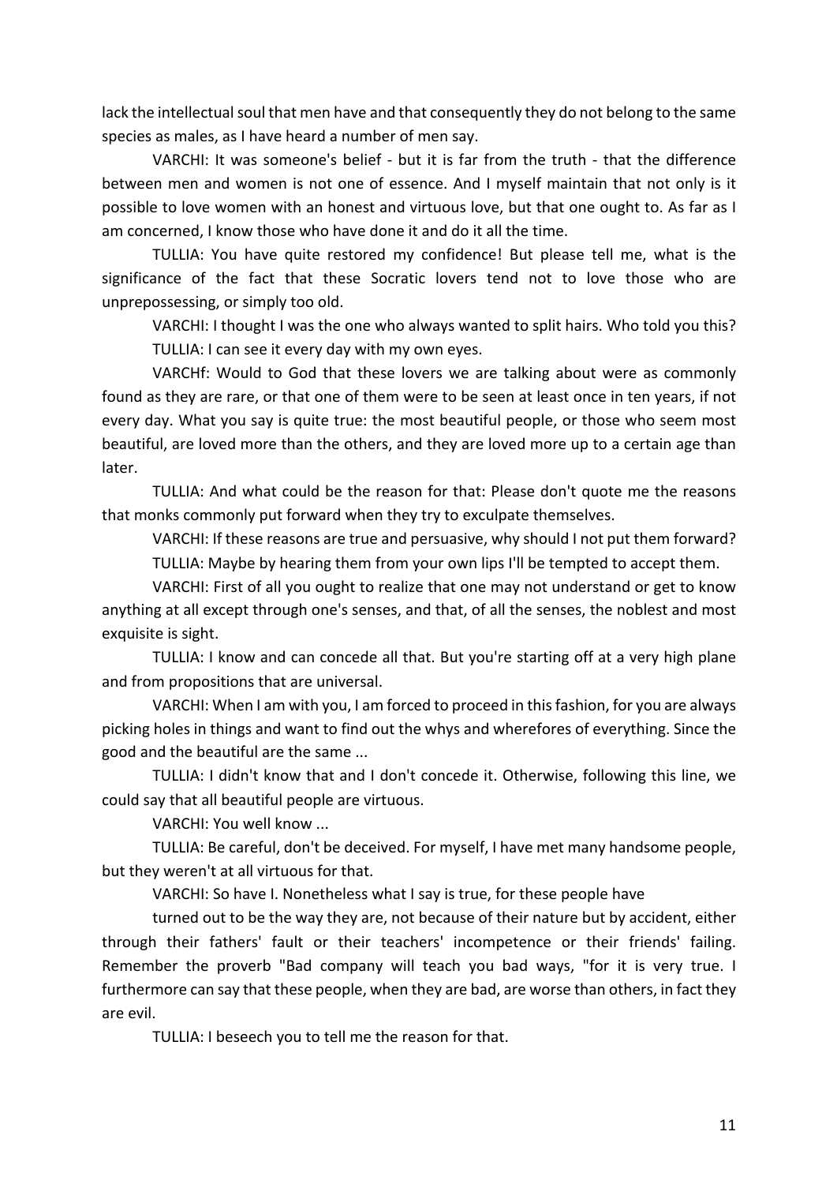lack the intellectual soul that men have and that consequently they do not belong to the same species as males, as I have heard a number of men say.

VARCHI: It was someone's belief - but it is far from the truth - that the difference between men and women is not one of essence. And I myself maintain that not only is it possible to love women with an honest and virtuous love, but that one ought to. As far as I am concerned, I know those who have done it and do it all the time.

TULLIA: You have quite restored my confidence! But please tell me, what is the significance of the fact that these Socratic lovers tend not to love those who are unprepossessing, or simply too old.

VARCHI: I thought I was the one who always wanted to split hairs. Who told you this?

TULLIA: I can see it every day with my own eyes.

VARCHf: Would to God that these lovers we are talking about were as commonly found as they are rare, or that one of them were to be seen at least once in ten years, if not every day. What you say is quite true: the most beautiful people, or those who seem most beautiful, are loved more than the others, and they are loved more up to a certain age than later.

TULLIA: And what could be the reason for that: Please don't quote me the reasons that monks commonly put forward when they try to exculpate themselves.

VARCHI: If these reasons are true and persuasive, why should I not put them forward?

TULLIA: Maybe by hearing them from your own lips I'll be tempted to accept them.

VARCHI: First of all you ought to realize that one may not understand or get to know anything at all except through one's senses, and that, of all the senses, the noblest and most exquisite is sight.

TULLIA: I know and can concede all that. But you're starting off at a very high plane and from propositions that are universal.

VARCHI: When I am with you, I am forced to proceed in this fashion, for you are always picking holes in things and want to find out the whys and wherefores of everything. Since the good and the beautiful are the same ...

TULLIA: I didn't know that and I don't concede it. Otherwise, following this line, we could say that all beautiful people are virtuous.

VARCHI: You well know ...

TULLIA: Be careful, don't be deceived. For myself, I have met many handsome people, but they weren't at all virtuous for that.

VARCHI: So have I. Nonetheless what I say is true, for these people have

turned out to be the way they are, not because of their nature but by accident, either through their fathers' fault or their teachers' incompetence or their friends' failing. Remember the proverb "Bad company will teach you bad ways, "for it is very true. I furthermore can say that these people, when they are bad, are worse than others, in fact they are evil.

TULLIA: I beseech you to tell me the reason for that.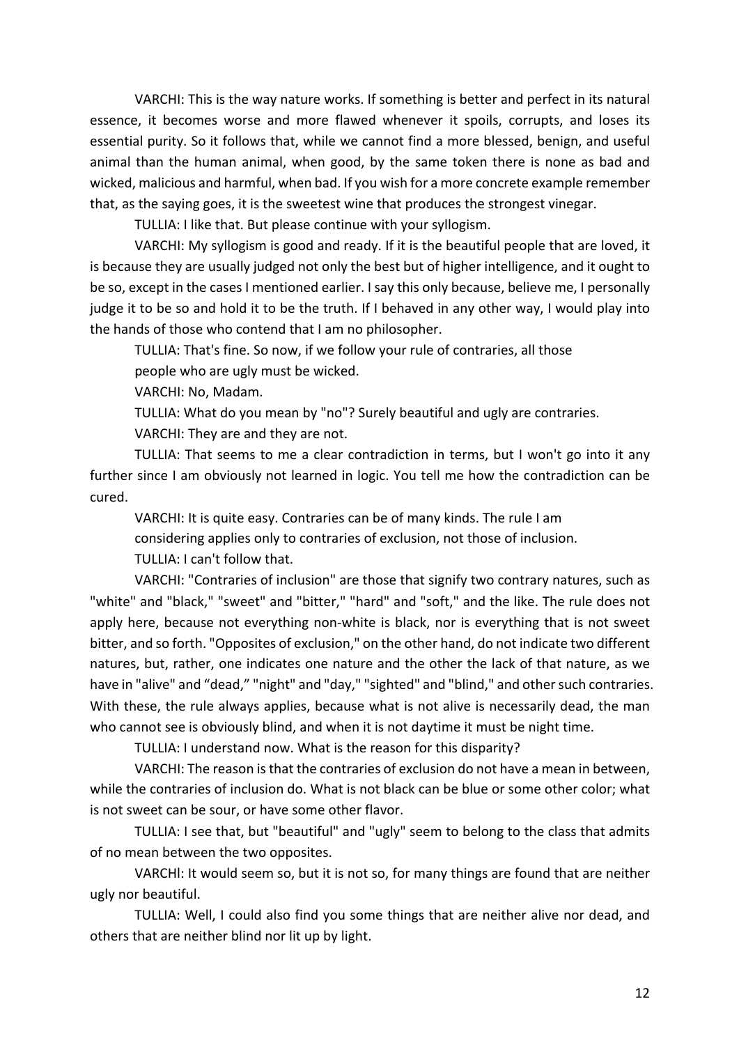VARCHI: This is the way nature works. If something is better and perfect in its natural essence, it becomes worse and more flawed whenever it spoils, corrupts, and loses its essential purity. So it follows that, while we cannot find a more blessed, benign, and useful animal than the human animal, when good, by the same token there is none as bad and wicked, malicious and harmful, when bad. If you wish for a more concrete example remember that, as the saying goes, it is the sweetest wine that produces the strongest vinegar.

TULLIA: I like that. But please continue with your syllogism.

VARCHI: My syllogism is good and ready. If it is the beautiful people that are loved, it is because they are usually judged not only the best but of higher intelligence, and it ought to be so, except in the cases I mentioned earlier. I say this only because, believe me, I personally judge it to be so and hold it to be the truth. If I behaved in any other way, I would play into the hands of those who contend that I am no philosopher.

TULLIA: That's fine. So now, if we follow your rule of contraries, all those people who are ugly must be wicked.

VARCHI: No, Madam.

TULLIA: What do you mean by "no"? Surely beautiful and ugly are contraries.

VARCHI: They are and they are not.

TULLIA: That seems to me a clear contradiction in terms, but I won't go into it any further since I am obviously not learned in logic. You tell me how the contradiction can be cured.

VARCHI: It is quite easy. Contraries can be of many kinds. The rule I am considering applies only to contraries of exclusion, not those of inclusion.

TULLIA: I can't follow that.

VARCHI: "Contraries of inclusion" are those that signify two contrary natures, such as "white" and "black," "sweet" and "bitter," "hard" and "soft," and the like. The rule does not apply here, because not everything non-white is black, nor is everything that is not sweet bitter, and so forth. "Opposites of exclusion," on the other hand, do not indicate two different natures, but, rather, one indicates one nature and the other the lack of that nature, as we have in "alive" and "dead," "night" and "day," "sighted" and "blind," and other such contraries. With these, the rule always applies, because what is not alive is necessarily dead, the man who cannot see is obviously blind, and when it is not daytime it must be night time.

TULLIA: I understand now. What is the reason for this disparity?

VARCHI: The reason is that the contraries of exclusion do not have a mean in between, while the contraries of inclusion do. What is not black can be blue or some other color; what is not sweet can be sour, or have some other flavor.

TULLIA: I see that, but "beautiful" and "ugly" seem to belong to the class that admits of no mean between the two opposites.

VARCHI: It would seem so, but it is not so, for many things are found that are neither ugly nor beautiful.

TULLIA: Well, I could also find you some things that are neither alive nor dead, and others that are neither blind nor lit up by light.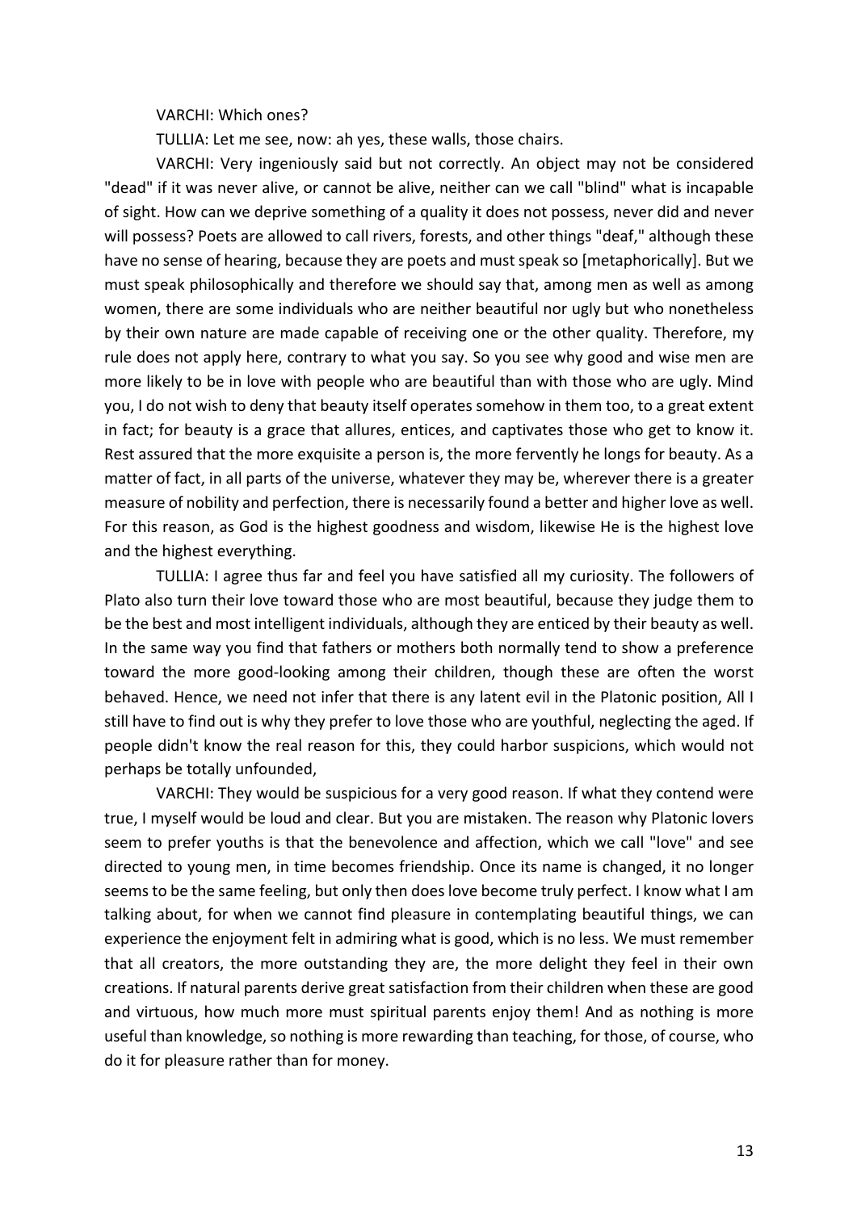VARCHI: Which ones?

TULLIA: Let me see, now: ah yes, these walls, those chairs.

VARCHI: Very ingeniously said but not correctly. An object may not be considered "dead" if it was never alive, or cannot be alive, neither can we call "blind" what is incapable of sight. How can we deprive something of a quality it does not possess, never did and never will possess? Poets are allowed to call rivers, forests, and other things "deaf," although these have no sense of hearing, because they are poets and must speak so [metaphorically]. But we must speak philosophically and therefore we should say that, among men as well as among women, there are some individuals who are neither beautiful nor ugly but who nonetheless by their own nature are made capable of receiving one or the other quality. Therefore, my rule does not apply here, contrary to what you say. So you see why good and wise men are more likely to be in love with people who are beautiful than with those who are ugly. Mind you, I do not wish to deny that beauty itself operates somehow in them too, to a great extent in fact; for beauty is a grace that allures, entices, and captivates those who get to know it. Rest assured that the more exquisite a person is, the more fervently he longs for beauty. As a matter of fact, in all parts of the universe, whatever they may be, wherever there is a greater measure of nobility and perfection, there is necessarily found a better and higher love as well. For this reason, as God is the highest goodness and wisdom, likewise He is the highest love and the highest everything.

TULLIA: I agree thus far and feel you have satisfied all my curiosity. The followers of Plato also turn their love toward those who are most beautiful, because they judge them to be the best and most intelligent individuals, although they are enticed by their beauty as well. In the same way you find that fathers or mothers both normally tend to show a preference toward the more good-looking among their children, though these are often the worst behaved. Hence, we need not infer that there is any latent evil in the Platonic position, All I still have to find out is why they prefer to love those who are youthful, neglecting the aged. If people didn't know the real reason for this, they could harbor suspicions, which would not perhaps be totally unfounded,

VARCHI: They would be suspicious for a very good reason. If what they contend were true, I myself would be loud and clear. But you are mistaken. The reason why Platonic lovers seem to prefer youths is that the benevolence and affection, which we call "love" and see directed to young men, in time becomes friendship. Once its name is changed, it no longer seems to be the same feeling, but only then does love become truly perfect. I know what I am talking about, for when we cannot find pleasure in contemplating beautiful things, we can experience the enjoyment felt in admiring what is good, which is no less. We must remember that all creators, the more outstanding they are, the more delight they feel in their own creations. If natural parents derive great satisfaction from their children when these are good and virtuous, how much more must spiritual parents enjoy them! And as nothing is more useful than knowledge, so nothing is more rewarding than teaching, for those, of course, who do it for pleasure rather than for money.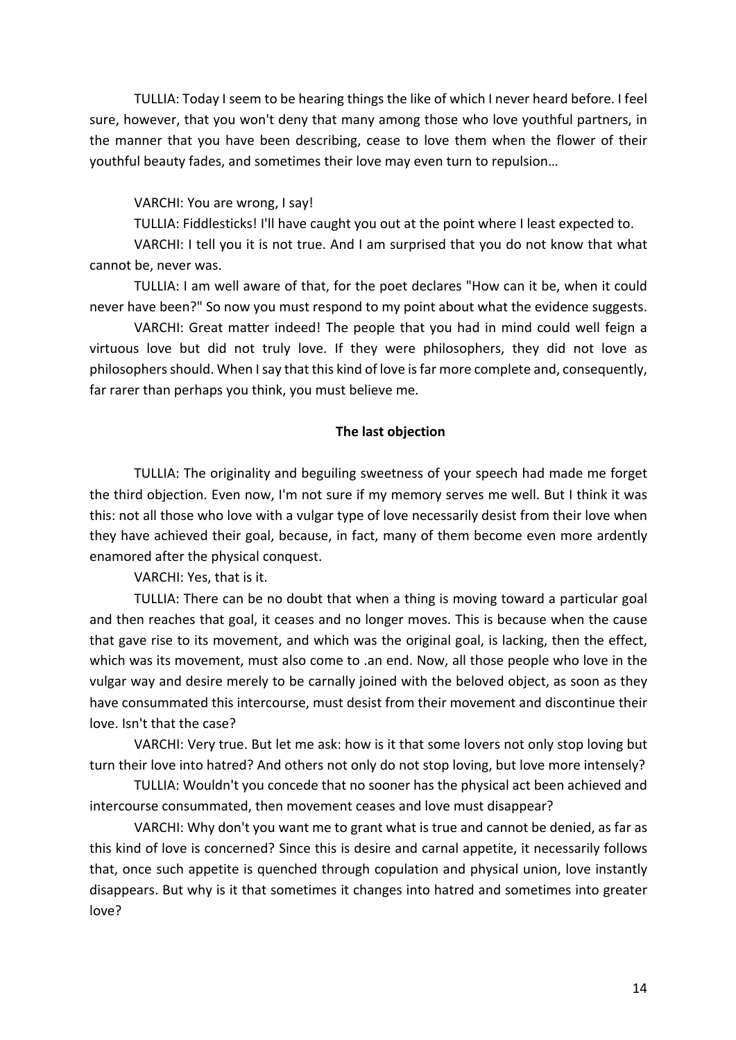TULLIA: Today I seem to be hearing things the like of which I never heard before. I feel sure, however, that you won't deny that many among those who love youthful partners, in the manner that you have been describing, cease to love them when the flower of their youthful beauty fades, and sometimes their love may even turn to repulsion…

VARCHI: You are wrong, I say!

TULLIA: Fiddlesticks! I'll have caught you out at the point where I least expected to.

VARCHI: I tell you it is not true. And I am surprised that you do not know that what cannot be, never was.

TULLIA: I am well aware of that, for the poet declares "How can it be, when it could never have been?" So now you must respond to my point about what the evidence suggests.

VARCHI: Great matter indeed! The people that you had in mind could well feign a virtuous love but did not truly love. If they were philosophers, they did not love as philosophers should. When I say that this kind of love is far more complete and, consequently, far rarer than perhaps you think, you must believe me.

**The last objection**

TULLIA: The originality and beguiling sweetness of your speech had made me forget the third objection. Even now, I'm not sure if my memory serves me well. But I think it was this: not all those who love with a vulgar type of love necessarily desist from their love when they have achieved their goal, because, in fact, many of them become even more ardently enamored after the physical conquest.

VARCHI: Yes, that is it.

TULLIA: There can be no doubt that when a thing is moving toward a particular goal and then reaches that goal, it ceases and no longer moves. This is because when the cause that gave rise to its movement, and which was the original goal, is lacking, then the effect, which was its movement, must also come to .an end. Now, all those people who love in the vulgar way and desire merely to be carnally joined with the beloved object, as soon as they have consummated this intercourse, must desist from their movement and discontinue their love. Isn't that the case?

VARCHI: Very true. But let me ask: how is it that some lovers not only stop loving but turn their love into hatred? And others not only do not stop loving, but love more intensely?

TULLIA: Wouldn't you concede that no sooner has the physical act been achieved and intercourse consummated, then movement ceases and love must disappear?

VARCHI: Why don't you want me to grant what is true and cannot be denied, as far as this kind of love is concerned? Since this is desire and carnal appetite, it necessarily follows that, once such appetite is quenched through copulation and physical union, love instantly disappears. But why is it that sometimes it changes into hatred and sometimes into greater love?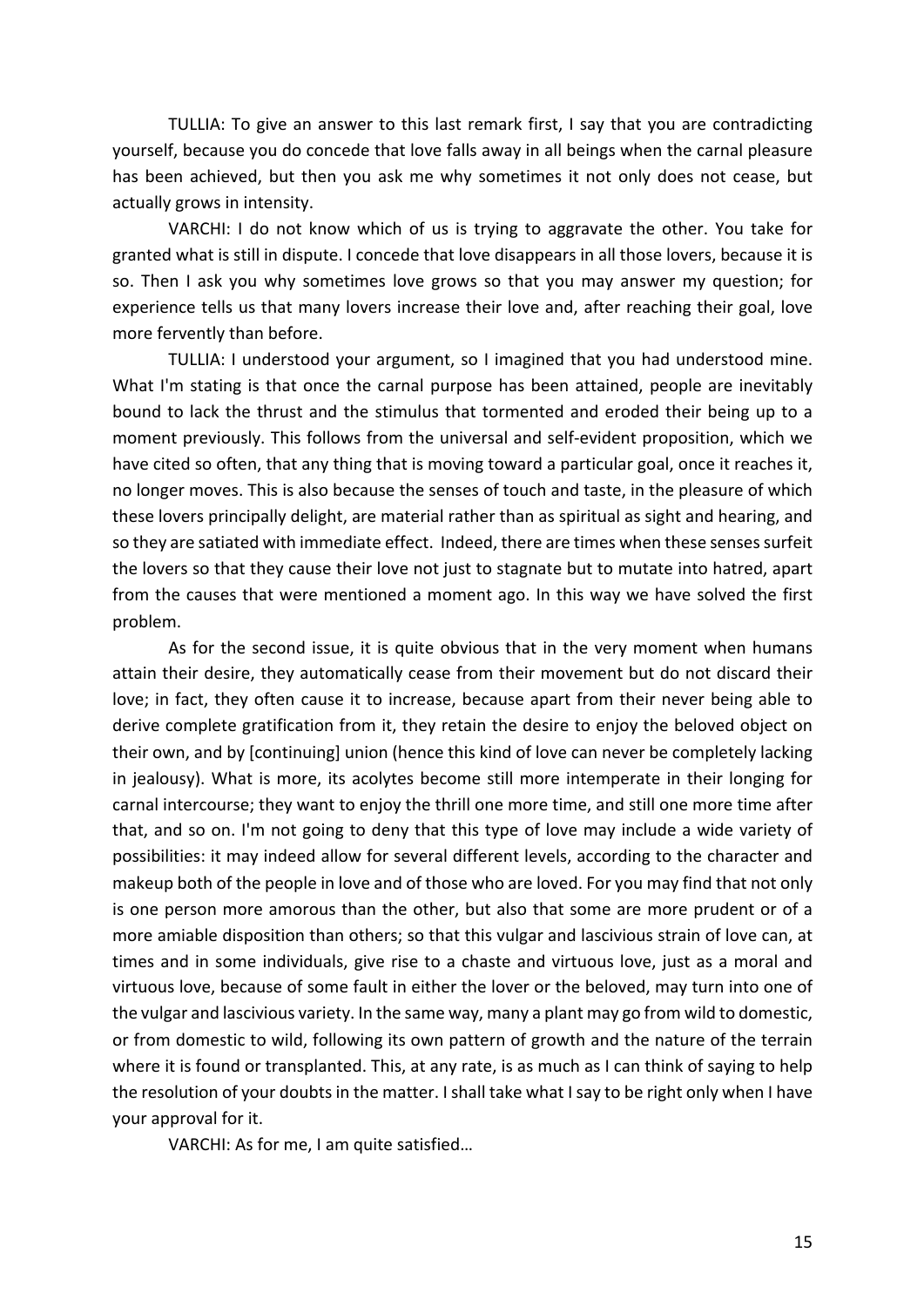TULLIA: To give an answer to this last remark first, I say that you are contradicting yourself, because you do concede that love falls away in all beings when the carnal pleasure has been achieved, but then you ask me why sometimes it not only does not cease, but actually grows in intensity.

VARCHI: I do not know which of us is trying to aggravate the other. You take for granted what is still in dispute. I concede that love disappears in all those lovers, because it is so. Then I ask you why sometimes love grows so that you may answer my question; for experience tells us that many lovers increase their love and, after reaching their goal, love more fervently than before.

TULLIA: I understood your argument, so I imagined that you had understood mine. What I'm stating is that once the carnal purpose has been attained, people are inevitably bound to lack the thrust and the stimulus that tormented and eroded their being up to a moment previously. This follows from the universal and self-evident proposition, which we have cited so often, that any thing that is moving toward a particular goal, once it reaches it, no longer moves. This is also because the senses of touch and taste, in the pleasure of which these lovers principally delight, are material rather than as spiritual as sight and hearing, and so they are satiated with immediate effect. Indeed, there are times when these senses surfeit the lovers so that they cause their love not just to stagnate but to mutate into hatred, apart from the causes that were mentioned a moment ago. In this way we have solved the first problem.

As for the second issue, it is quite obvious that in the very moment when humans attain their desire, they automatically cease from their movement but do not discard their love; in fact, they often cause it to increase, because apart from their never being able to derive complete gratification from it, they retain the desire to enjoy the beloved object on their own, and by [continuing] union (hence this kind of love can never be completely lacking in jealousy). What is more, its acolytes become still more intemperate in their longing for carnal intercourse; they want to enjoy the thrill one more time, and still one more time after that, and so on. I'm not going to deny that this type of love may include a wide variety of possibilities: it may indeed allow for several different levels, according to the character and makeup both of the people in love and of those who are loved. For you may find that not only is one person more amorous than the other, but also that some are more prudent or of a more amiable disposition than others; so that this vulgar and lascivious strain of love can, at times and in some individuals, give rise to a chaste and virtuous love, just as a moral and virtuous love, because of some fault in either the lover or the beloved, may turn into one of the vulgar and lascivious variety. In the same way, many a plant may go from wild to domestic, or from domestic to wild, following its own pattern of growth and the nature of the terrain where it is found or transplanted. This, at any rate, is as much as I can think of saying to help the resolution of your doubts in the matter. I shall take what I say to be right only when I have your approval for it.

VARCHI: As for me, I am quite satisfied…